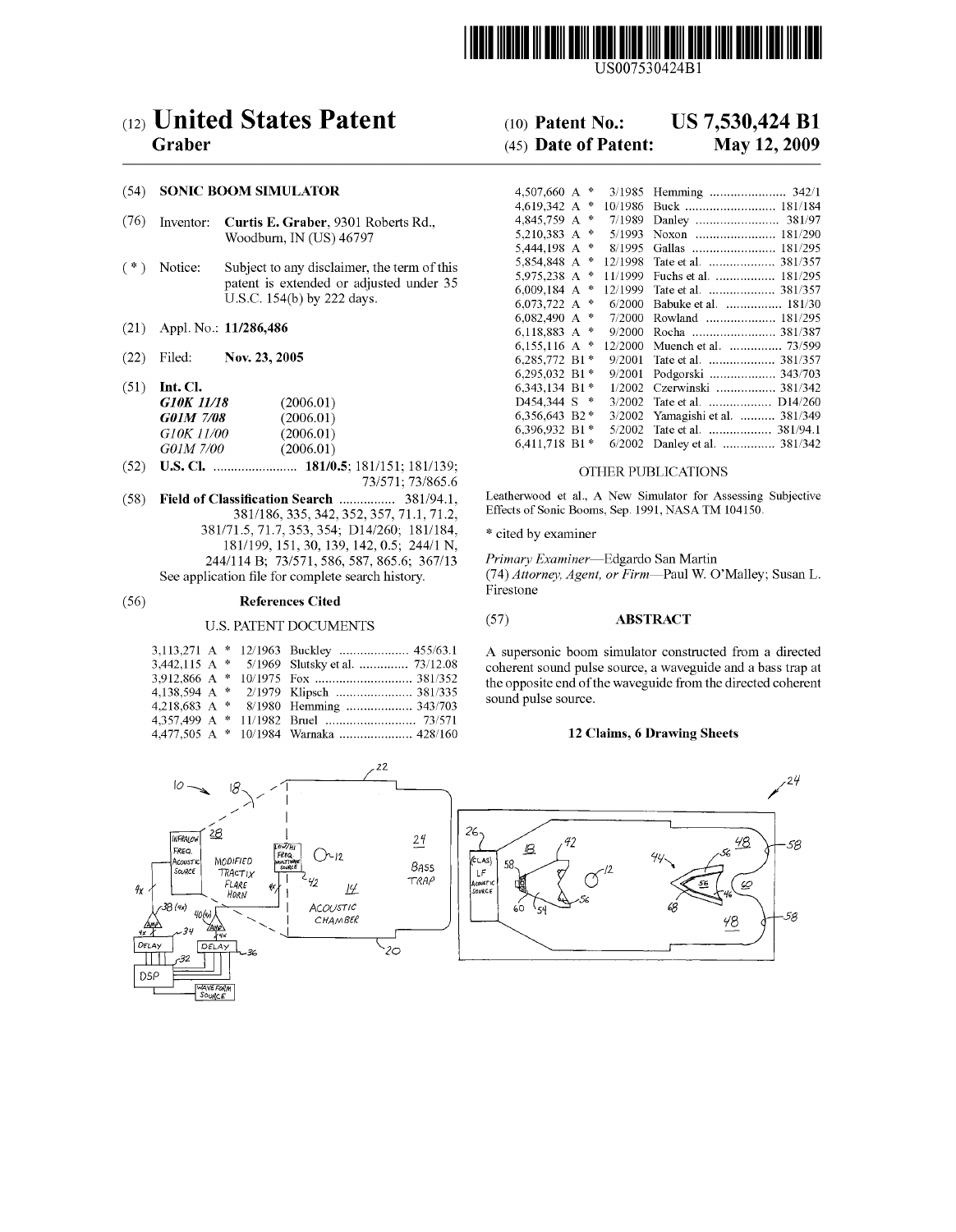US007530424B1

# (12) United States Patent
**Graber**

(10) **Patent No.: US 7,530,424 B1**

(45) **Date of Patent: May 12, 2009**

(54) **SONIC BOOM SIMULATOR**

(76) Inventor: **Curtis E. Graber**, 9301 Roberts Rd., Woodburn, IN (US) 46797

( * ) Notice: Subject to any disclaimer, the term of this patent is extended or adjusted under 35 U.S.C. 154(b) by 222 days.

(21) Appl. No.: **11/286,486**

(22) Filed: **Nov. 23, 2005**

(51) **Int. Cl.**

| | |
|---|---|
| ***G10K 11/18*** | (2006.01) |
| ***G01M 7/08*** | (2006.01) |
| *G10K 11/00* | (2006.01) |
| *G01M 7/00* | (2006.01) |

(52) **U.S. Cl.** ........................ **181/0.5**; 181/151; 181/139; 73/571; 73/865.6

(58) **Field of Classification Search** ................ 381/94.1, 381/186, 335, 342, 352, 357, 71.1, 71.2, 381/71.5, 71.7, 353, 354; D14/260; 181/184, 181/199, 151, 30, 139, 142, 0.5; 244/1 N, 244/114 B; 73/571, 586, 587, 865.6; 367/13

See application file for complete search history.

(56) **References Cited**

U.S. PATENT DOCUMENTS

| | | | |
|---|---|---|---|
| 3,113,271 A * | 12/1963 | Buckley | 455/63.1 |
| 3,442,115 A * | 5/1969 | Slutsky et al. | 73/12.08 |
| 3,912,866 A * | 10/1975 | Fox | 381/352 |
| 4,138,594 A * | 2/1979 | Klipsch | 381/335 |
| 4,218,683 A * | 8/1980 | Hemming | 343/703 |
| 4,357,499 A * | 11/1982 | Bruel | 73/571 |
| 4,477,505 A * | 10/1984 | Warnaka | 428/160 |
| 4,507,660 A * | 3/1985 | Hemming | 342/1 |
| 4,619,342 A * | 10/1986 | Buck | 181/184 |
| 4,845,759 A * | 7/1989 | Danley | 381/97 |
| 5,210,383 A * | 5/1993 | Noxon | 181/290 |
| 5,444,198 A * | 8/1995 | Gallas | 181/295 |
| 5,854,848 A * | 12/1998 | Tate et al. | 381/357 |
| 5,975,238 A * | 11/1999 | Fuchs et al. | 181/295 |
| 6,009,184 A * | 12/1999 | Tate et al. | 381/357 |
| 6,073,722 A * | 6/2000 | Babuke et al. | 181/30 |
| 6,082,490 A * | 7/2000 | Rowland | 181/295 |
| 6,118,883 A * | 9/2000 | Rocha | 381/387 |
| 6,155,116 A * | 12/2000 | Muench et al. | 73/599 |
| 6,285,772 B1 * | 9/2001 | Tate et al. | 381/357 |
| 6,295,032 B1 * | 9/2001 | Podgorski | 343/703 |
| 6,343,134 B1 * | 1/2002 | Czerwinski | 381/342 |
| D454,344 S * | 3/2002 | Tate et al. | D14/260 |
| 6,356,643 B2 * | 3/2002 | Yamagishi et al. | 381/349 |
| 6,396,932 B1 * | 5/2002 | Tate et al. | 381/94.1 |
| 6,411,718 B1 * | 6/2002 | Danley et al. | 381/342 |

OTHER PUBLICATIONS

Leatherwood et al., A New Simulator for Assessing Subjective Effects of Sonic Booms, Sep. 1991, NASA TM 104150.

\* cited by examiner

*Primary Examiner*—Edgardo San Martin

(74) *Attorney, Agent, or Firm*—Paul W. O'Malley; Susan L. Firestone

(57) **ABSTRACT**

A supersonic boom simulator constructed from a directed coherent sound pulse source, a waveguide and a bass trap at the opposite end of the waveguide from the directed coherent sound pulse source.

**12 Claims, 6 Drawing Sheets**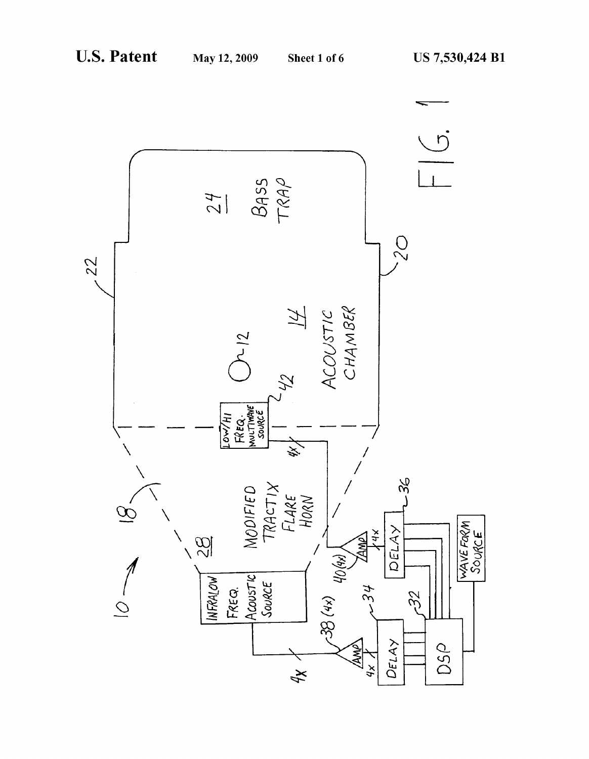FIG. 1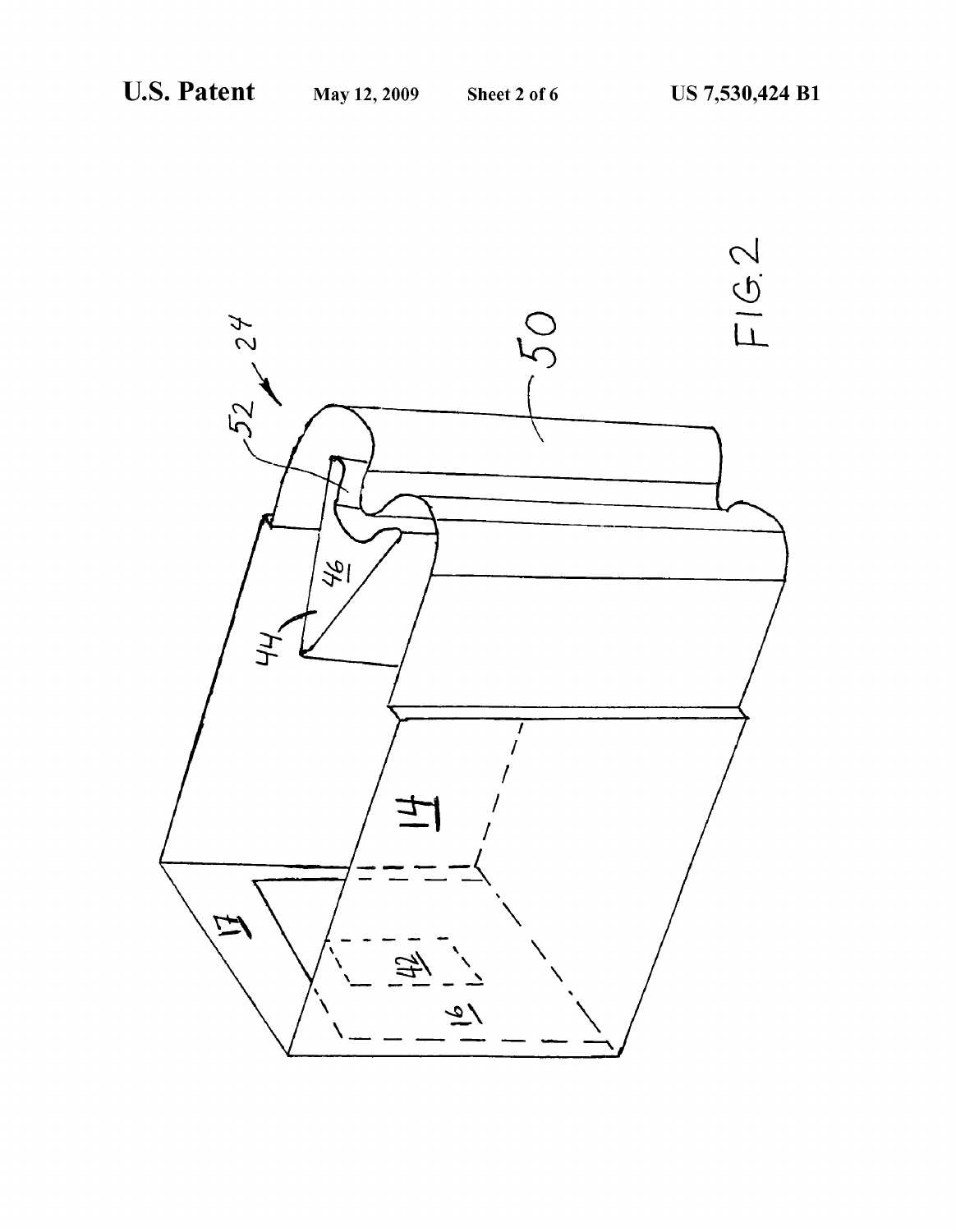FIG. 2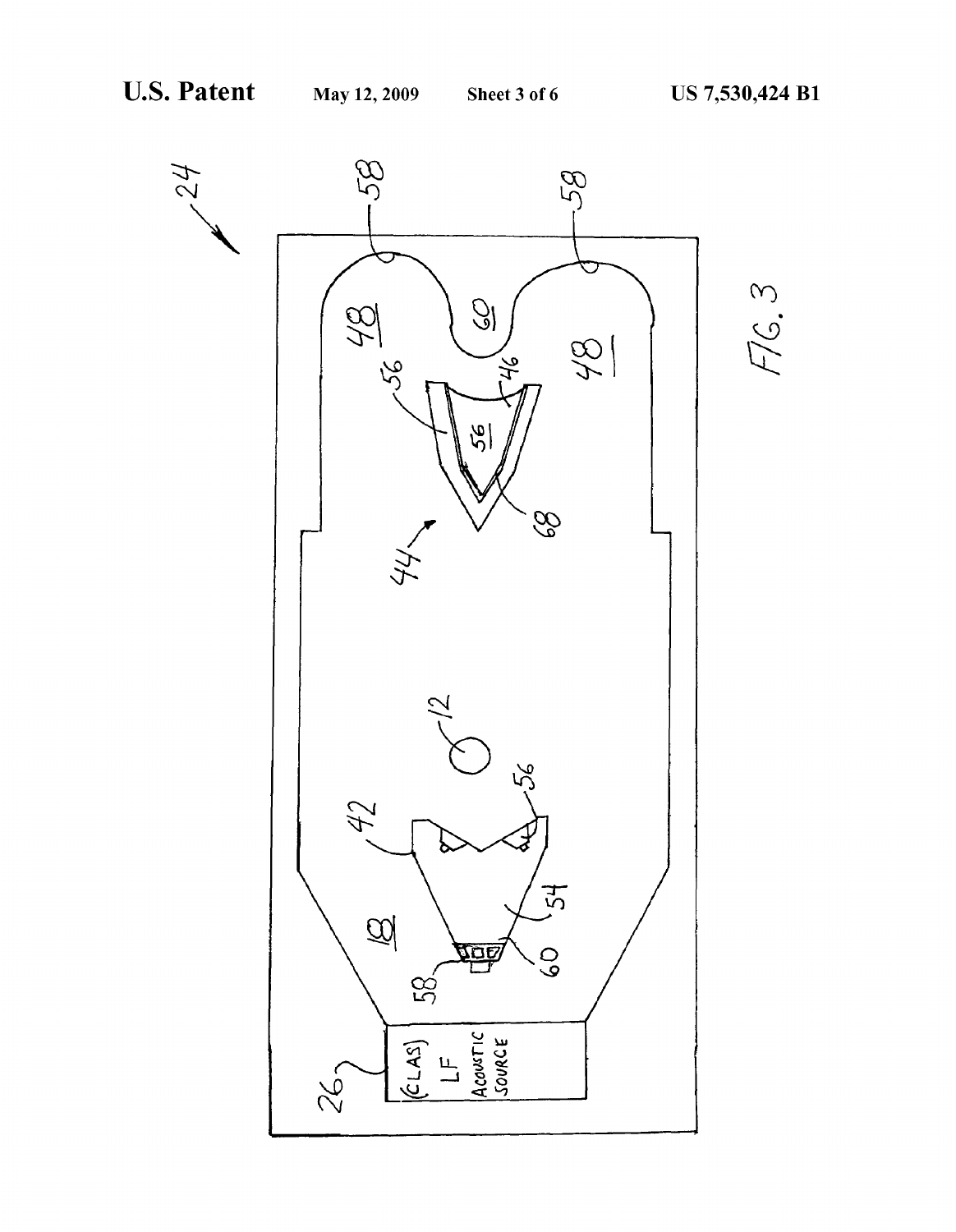24

58 58

48 60

56 46 48

56

68

44

12

42 56

54

18

60

58

26 (CLAS) LF ACOUSTIC SOURCE

FIG. 3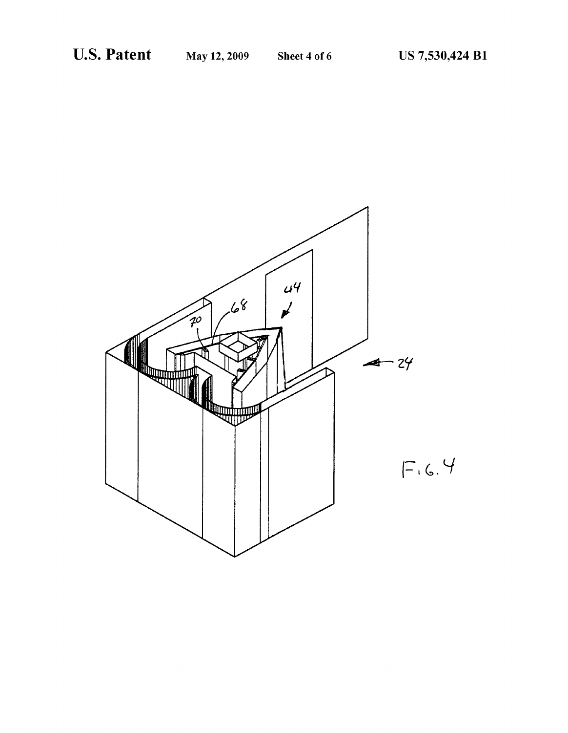FIG. 4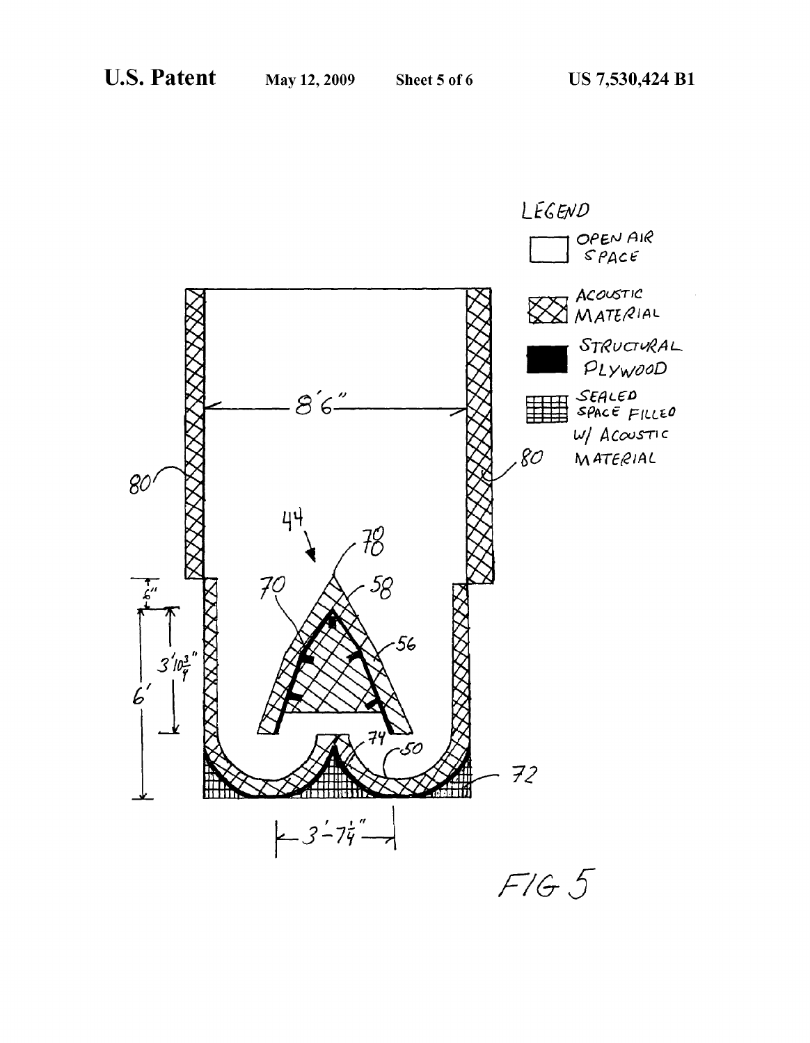LEGEND

- OPEN AIR SPACE
- ACOUSTIC MATERIAL
- STRUCTURAL PLYWOOD
- SEALED SPACE FILLED W/ ACOUSTIC MATERIAL

8'6"

80 80

44 78 70 58 56

6" 3'10 3/4" 6'

74 50 72

3'-7 1/4"

FIG 5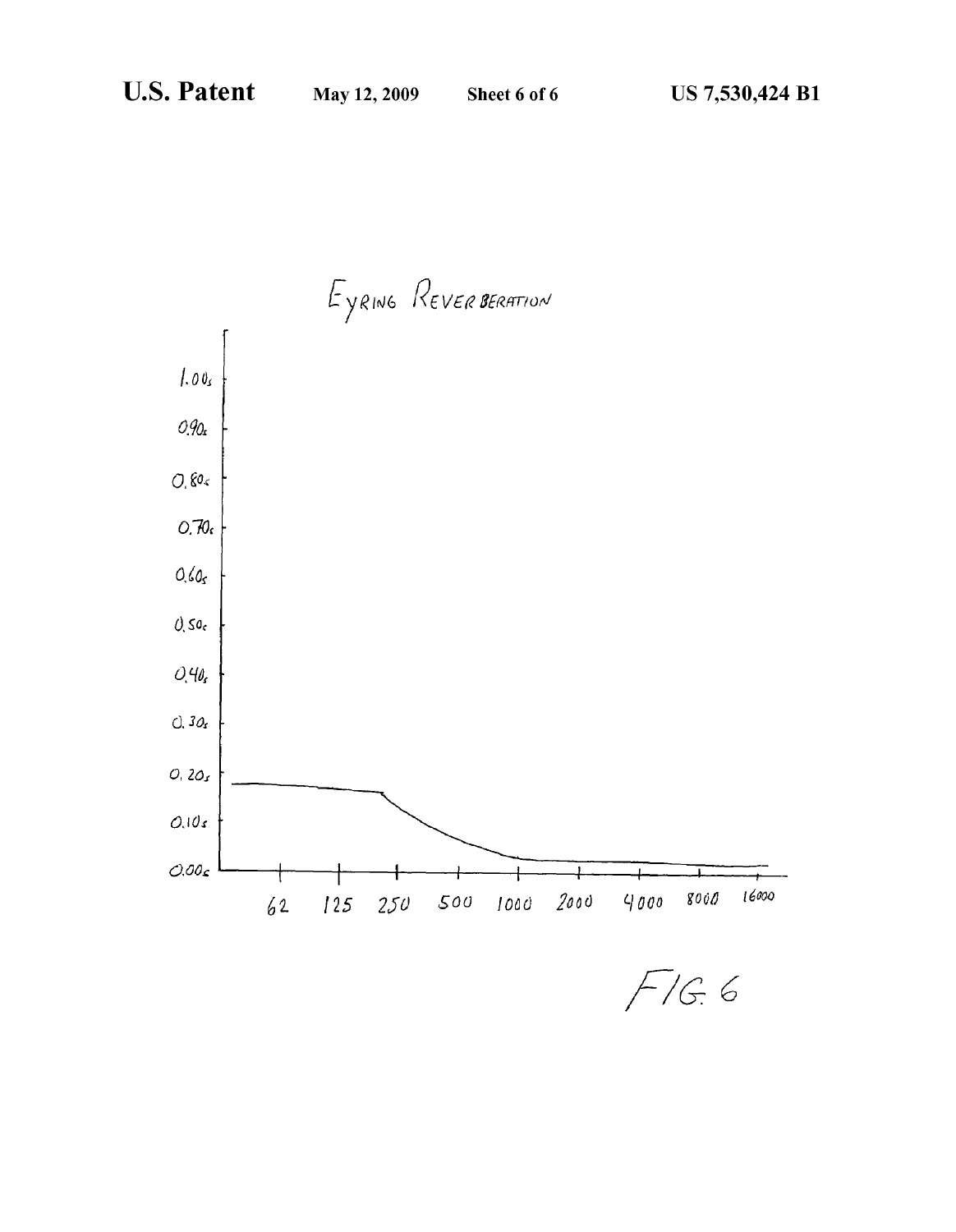Eyring Reverberation

| | |
|---|---|
| 1.00s | |
| 0.90s | |
| 0.80s | |
| 0.70s | |
| 0.60s | |
| 0.50s | |
| 0.40s | |
| 0.30s | |
| 0.20s | |
| 0.10s | |
| 0.00s | |

62 125 250 500 1000 2000 4000 8000 16000

FIG. 6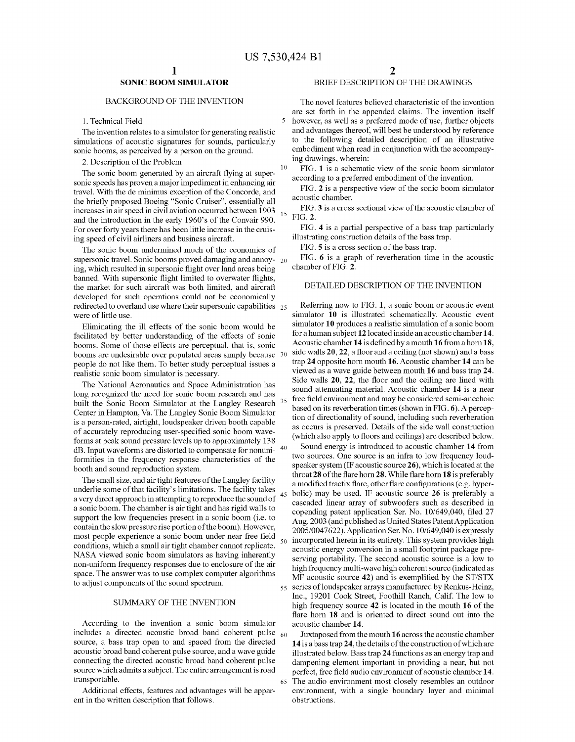## SONIC BOOM SIMULATOR

### BACKGROUND OF THE INVENTION

1. Technical Field

The invention relates to a simulator for generating realistic simulations of acoustic signatures for sounds, particularly sonic booms, as perceived by a person on the ground.

2. Description of the Problem

The sonic boom generated by an aircraft flying at supersonic speeds has proven a major impediment in enhancing air travel. With the de minimus exception of the Concorde, and the briefly proposed Boeing "Sonic Cruiser", essentially all increases in air speed in civil aviation occurred between 1903 and the introduction in the early 1960's of the Convair 990. For over forty years there has been little increase in the cruising speed of civil airliners and business aircraft.

The sonic boom undermined much of the economics of supersonic travel. Sonic booms proved damaging and annoying, which resulted in supersonic flight over land areas being banned. With supersonic flight limited to overwater flights, the market for such aircraft was both limited, and aircraft developed for such operations could not be economically redirected to overland use where their supersonic capabilities were of little use.

Eliminating the ill effects of the sonic boom would be facilitated by better understanding of the effects of sonic booms. Some of those effects are perceptual, that is, sonic booms are undesirable over populated areas simply because people do not like them. To better study perceptual issues a realistic sonic boom simulator is necessary.

The National Aeronautics and Space Administration has long recognized the need for sonic boom research and has built the Sonic Boom Simulator at the Langley Research Center in Hampton, Va. The Langley Sonic Boom Simulator is a person-rated, airtight, loudspeaker driven booth capable of accurately reproducing user-specified sonic boom waveforms at peak sound pressure levels up to approximately 138 dB. Input waveforms are distorted to compensate for nonuniformities in the frequency response characteristics of the booth and sound reproduction system.

The small size, and air tight features of the Langley facility underlie some of that facility's limitations. The facility takes a very direct approach in attempting to reproduce the sound of a sonic boom. The chamber is air tight and has rigid walls to support the low frequencies present in a sonic boom (i.e. to contain the slow pressure rise portion of the boom). However, most people experience a sonic boom under near free field conditions, which a small air tight chamber cannot replicate. NASA viewed sonic boom simulators as having inherently non-uniform frequency responses due to enclosure of the air space. The answer was to use complex computer algorithms to adjust components of the sound spectrum.

### SUMMARY OF THE INVENTION

According to the invention a sonic boom simulator includes a directed acoustic broad band coherent pulse source, a bass trap open to and spaced from the directed acoustic broad band coherent pulse source, and a wave guide connecting the directed acoustic broad band coherent pulse source which admits a subject. The entire arrangement is road transportable.

Additional effects, features and advantages will be apparent in the written description that follows.

### BRIEF DESCRIPTION OF THE DRAWINGS

The novel features believed characteristic of the invention are set forth in the appended claims. The invention itself however, as well as a preferred mode of use, further objects and advantages thereof, will best be understood by reference to the following detailed description of an illustrative embodiment when read in conjunction with the accompanying drawings, wherein:

FIG. **1** is a schematic view of the sonic boom simulator according to a preferred embodiment of the invention.

FIG. **2** is a perspective view of the sonic boom simulator acoustic chamber.

FIG. **3** is a cross sectional view of the acoustic chamber of FIG. **2**.

FIG. **4** is a partial perspective of a bass trap particularly illustrating construction details of the bass trap.

FIG. **5** is a cross section of the bass trap.

FIG. **6** is a graph of reverberation time in the acoustic chamber of FIG. **2**.

### DETAILED DESCRIPTION OF THE INVENTION

Referring now to FIG. **1**, a sonic boom or acoustic event simulator **10** is illustrated schematically. Acoustic event simulator **10** produces a realistic simulation of a sonic boom for a human subject **12** located inside an acoustic chamber **14**. Acoustic chamber **14** is defined by a mouth **16** from a horn **18**, side walls **20**, **22**, a floor and a ceiling (not shown) and a bass trap **24** opposite horn mouth **16**. Acoustic chamber **14** can be viewed as a wave guide between mouth **16** and bass trap **24**. Side walls **20**, **22**, the floor and the ceiling are lined with sound attenuating material. Acoustic chamber **14** is a near free field environment and may be considered semi-anechoic based on its reverberation times (shown in FIG. **6**). A perception of directionality of sound, including such reverberation as occurs is preserved. Details of the side wall construction (which also apply to floors and ceilings) are described below.

Sound energy is introduced to acoustic chamber **14** from two sources. One source is an infra to low frequency loudspeaker system (IF acoustic source **26**), which is located at the throat **28** of the flare horn **28**. While flare horn **18** is preferably a modified tractix flare, other flare configurations (e.g. hyperbolic) may be used. IF acoustic source **26** is preferably a cascaded linear array of subwoofers such as described in copending patent application Ser. No. 10/649,040, filed 27 Aug. 2003 (and published as United States Patent Application 2005/0047622). Application Ser. No. 10/649,040 is expressly incorporated herein in its entirety. This system provides high acoustic energy conversion in a small footprint package preserving portability. The second acoustic source is a low to high frequency multi-wave high coherent source (indicated as MF acoustic source **42**) and is exemplified by the ST/STX series of loudspeaker arrays manufactured by Renkus-Heinz, Inc., 19201 Cook Street, Foothill Ranch, Calif. The low to high frequency source **42** is located in the mouth **16** of the flare horn **18** and is oriented to direct sound out into the acoustic chamber **14**.

Juxtaposed from the mouth **16** across the acoustic chamber **14** is a bass trap **24**, the details of the construction of which are illustrated below. Bass trap **24** functions as an energy trap and dampening element important in providing a near, but not perfect, free field audio environment of acoustic chamber **14**. The audio environment most closely resembles an outdoor environment, with a single boundary layer and minimal obstructions.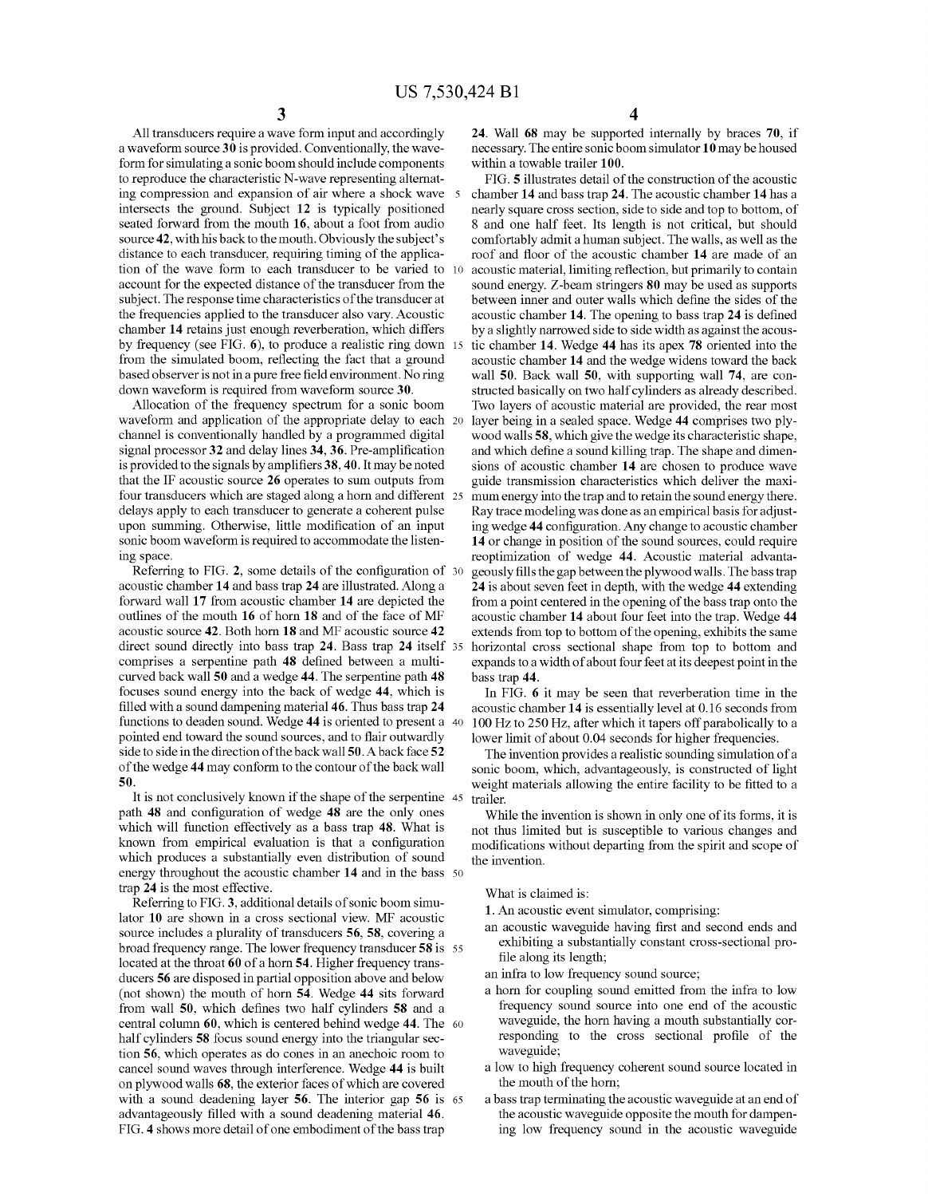All transducers require a wave form input and accordingly a waveform source 30 is provided. Conventionally, the waveform for simulating a sonic boom should include components to reproduce the characteristic N-wave representing alternating compression and expansion of air where a shock wave intersects the ground. Subject 12 is typically positioned seated forward from the mouth 16, about a foot from audio source 42, with his back to the mouth. Obviously the subject's distance to each transducer, requiring timing of the application of the wave form to each transducer to be varied to account for the expected distance of the transducer from the subject. The response time characteristics of the transducer at the frequencies applied to the transducer also vary. Acoustic chamber 14 retains just enough reverberation, which differs by frequency (see FIG. 6), to produce a realistic ring down from the simulated boom, reflecting the fact that a ground based observer is not in a pure free field environment. No ring down waveform is required from waveform source 30.

Allocation of the frequency spectrum for a sonic boom waveform and application of the appropriate delay to each channel is conventionally handled by a programmed digital signal processor 32 and delay lines 34, 36. Pre-amplification is provided to the signals by amplifiers 38, 40. It may be noted that the IF acoustic source 26 operates to sum outputs from four transducers which are staged along a horn and different delays apply to each transducer to generate a coherent pulse upon summing. Otherwise, little modification of an input sonic boom waveform is required to accommodate the listening space.

Referring to FIG. 2, some details of the configuration of acoustic chamber 14 and bass trap 24 are illustrated. Along a forward wall 17 from acoustic chamber 14 are depicted the outlines of the mouth 16 of horn 18 and of the face of MF acoustic source 42. Both horn 18 and MF acoustic source 42 direct sound directly into bass trap 24. Bass trap 24 itself comprises a serpentine path 48 defined between a multi-curved back wall 50 and a wedge 44. The serpentine path 48 focuses sound energy into the back of wedge 44, which is filled with a sound dampening material 46. Thus bass trap 24 functions to deaden sound. Wedge 44 is oriented to present a pointed end toward the sound sources, and to flair outwardly side to side in the direction of the back wall 50. A back face 52 of the wedge 44 may conform to the contour of the back wall 50.

It is not conclusively known if the shape of the serpentine path 48 and configuration of wedge 48 are the only ones which will function effectively as a bass trap 48. What is known from empirical evaluation is that a configuration which produces a substantially even distribution of sound energy throughout the acoustic chamber 14 and in the bass trap 24 is the most effective.

Referring to FIG. 3, additional details of sonic boom simulator 10 are shown in a cross sectional view. MF acoustic source includes a plurality of transducers 56, 58, covering a broad frequency range. The lower frequency transducer 58 is located at the throat 60 of a horn 54. Higher frequency transducers 56 are disposed in partial opposition above and below (not shown) the mouth of horn 54. Wedge 44 sits forward from wall 50, which defines two half cylinders 58 and a central column 60, which is centered behind wedge 44. The half cylinders 58 focus sound energy into the triangular section 56, which operates as do cones in an anechoic room to cancel sound waves through interference. Wedge 44 is built on plywood walls 68, the exterior faces of which are covered with a sound deadening layer 56. The interior gap 56 is advantageously filled with a sound deadening material 46. FIG. 4 shows more detail of one embodiment of the bass trap 24. Wall 68 may be supported internally by braces 70, if necessary. The entire sonic boom simulator 10 may be housed within a towable trailer 100.

FIG. 5 illustrates detail of the construction of the acoustic chamber 14 and bass trap 24. The acoustic chamber 14 has a nearly square cross section, side to side and top to bottom, of 8 and one half feet. Its length is not critical, but should comfortably admit a human subject. The walls, as well as the roof and floor of the acoustic chamber 14 are made of an acoustic material, limiting reflection, but primarily to contain sound energy. Z-beam stringers 80 may be used as supports between inner and outer walls which define the sides of the acoustic chamber 14. The opening to bass trap 24 is defined by a slightly narrowed side to side width as against the acoustic chamber 14. Wedge 44 has its apex 78 oriented into the acoustic chamber 14 and the wedge widens toward the back wall 50. Back wall 50, with supporting wall 74, are constructed basically on two half cylinders as already described. Two layers of acoustic material are provided, the rear most layer being in a sealed space. Wedge 44 comprises two plywood walls 58, which give the wedge its characteristic shape, and which define a sound killing trap. The shape and dimensions of acoustic chamber 14 are chosen to produce wave guide transmission characteristics which deliver the maximum energy into the trap and to retain the sound energy there. Ray trace modeling was done as an empirical basis for adjusting wedge 44 configuration. Any change to acoustic chamber 14 or change in position of the sound sources, could require reoptimization of wedge 44. Acoustic material advantageously fills the gap between the plywood walls. The bass trap 24 is about seven feet in depth, with the wedge 44 extending from a point centered in the opening of the bass trap onto the acoustic chamber 14 about four feet into the trap. Wedge 44 extends from top to bottom of the opening, exhibits the same horizontal cross sectional shape from top to bottom and expands to a width of about four feet at its deepest point in the bass trap 44.

In FIG. 6 it may be seen that reverberation time in the acoustic chamber 14 is essentially level at 0.16 seconds from 100 Hz to 250 Hz, after which it tapers off parabolically to a lower limit of about 0.04 seconds for higher frequencies.

The invention provides a realistic sounding simulation of a sonic boom, which, advantageously, is constructed of light weight materials allowing the entire facility to be fitted to a trailer.

While the invention is shown in only one of its forms, it is not thus limited but is susceptible to various changes and modifications without departing from the spirit and scope of the invention.

What is claimed is:

1. An acoustic event simulator, comprising:
   - an acoustic waveguide having first and second ends and exhibiting a substantially constant cross-sectional profile along its length;
   - an infra to low frequency sound source;
   - a horn for coupling sound emitted from the infra to low frequency sound source into one end of the acoustic waveguide, the horn having a mouth substantially corresponding to the cross sectional profile of the waveguide;
   - a low to high frequency coherent sound source located in the mouth of the horn;
   - a bass trap terminating the acoustic waveguide at an end of the acoustic waveguide opposite the mouth for dampening low frequency sound in the acoustic waveguide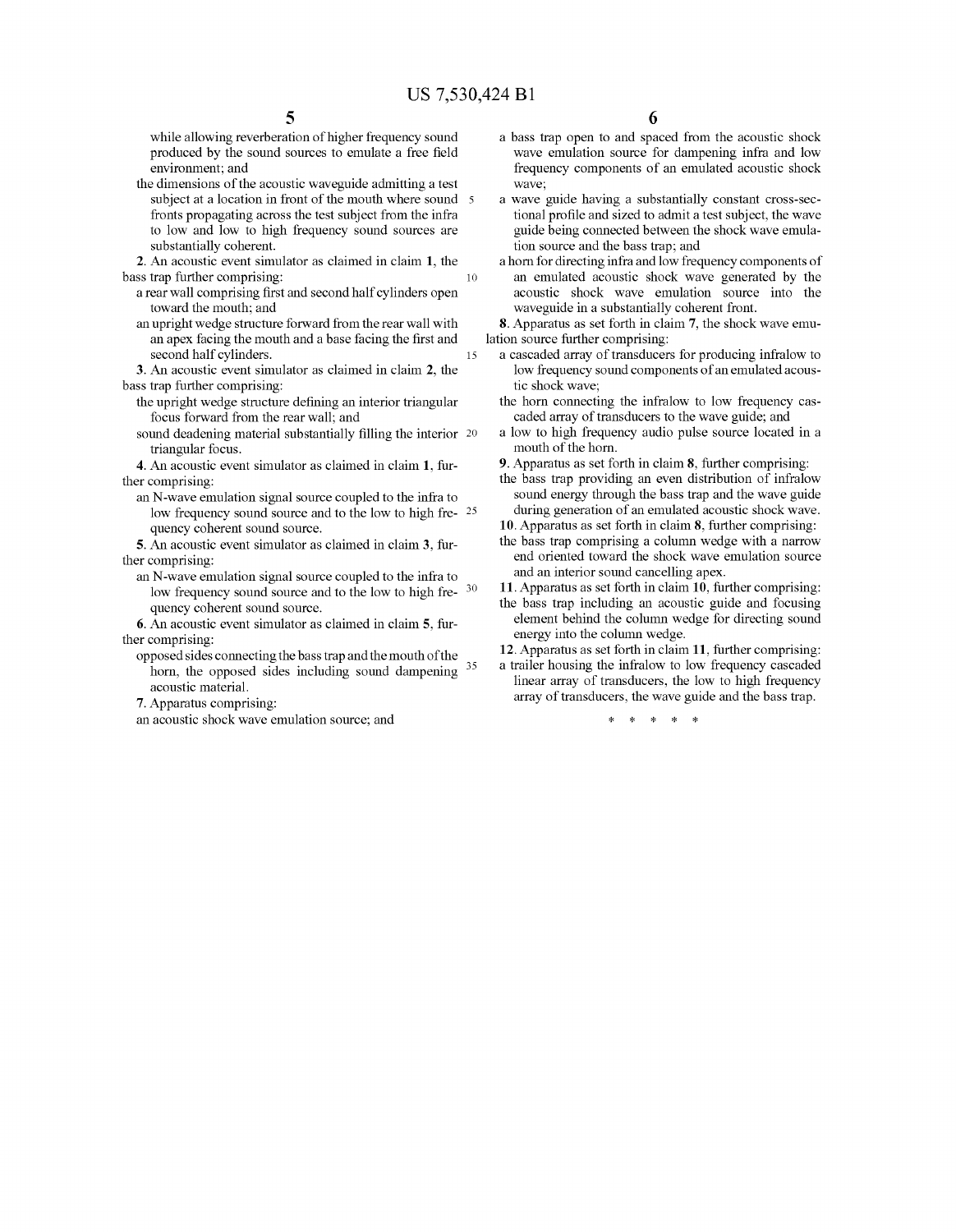while allowing reverberation of higher frequency sound produced by the sound sources to emulate a free field environment; and

the dimensions of the acoustic waveguide admitting a test subject at a location in front of the mouth where sound fronts propagating across the test subject from the infra to low and low to high frequency sound sources are substantially coherent.

**2**. An acoustic event simulator as claimed in claim **1**, the bass trap further comprising:

a rear wall comprising first and second half cylinders open toward the mouth; and

an upright wedge structure forward from the rear wall with an apex facing the mouth and a base facing the first and second half cylinders.

**3**. An acoustic event simulator as claimed in claim **2**, the bass trap further comprising:

the upright wedge structure defining an interior triangular focus forward from the rear wall; and

sound deadening material substantially filling the interior triangular focus.

**4**. An acoustic event simulator as claimed in claim **1**, further comprising:

an N-wave emulation signal source coupled to the infra to low frequency sound source and to the low to high frequency coherent sound source.

**5**. An acoustic event simulator as claimed in claim **3**, further comprising:

an N-wave emulation signal source coupled to the infra to low frequency sound source and to the low to high frequency coherent sound source.

**6**. An acoustic event simulator as claimed in claim **5**, further comprising:

opposed sides connecting the bass trap and the mouth of the horn, the opposed sides including sound dampening acoustic material.

**7**. Apparatus comprising:

an acoustic shock wave emulation source; and

a bass trap open to and spaced from the acoustic shock wave emulation source for dampening infra and low frequency components of an emulated acoustic shock wave;

a wave guide having a substantially constant cross-sectional profile and sized to admit a test subject, the wave guide being connected between the shock wave emulation source and the bass trap; and

a horn for directing infra and low frequency components of an emulated acoustic shock wave generated by the acoustic shock wave emulation source into the waveguide in a substantially coherent front.

**8**. Apparatus as set forth in claim **7**, the shock wave emulation source further comprising:

a cascaded array of transducers for producing infralow to low frequency sound components of an emulated acoustic shock wave;

the horn connecting the infralow to low frequency cascaded array of transducers to the wave guide; and

a low to high frequency audio pulse source located in a mouth of the horn.

**9**. Apparatus as set forth in claim **8**, further comprising:

the bass trap providing an even distribution of infralow sound energy through the bass trap and the wave guide during generation of an emulated acoustic shock wave.

**10**. Apparatus as set forth in claim **8**, further comprising:

the bass trap comprising a column wedge with a narrow end oriented toward the shock wave emulation source and an interior sound cancelling apex.

**11**. Apparatus as set forth in claim **10**, further comprising:

the bass trap including an acoustic guide and focusing element behind the column wedge for directing sound energy into the column wedge.

**12**. Apparatus as set forth in claim **11**, further comprising:

a trailer housing the infralow to low frequency cascaded linear array of transducers, the low to high frequency array of transducers, the wave guide and the bass trap.

* * * * *